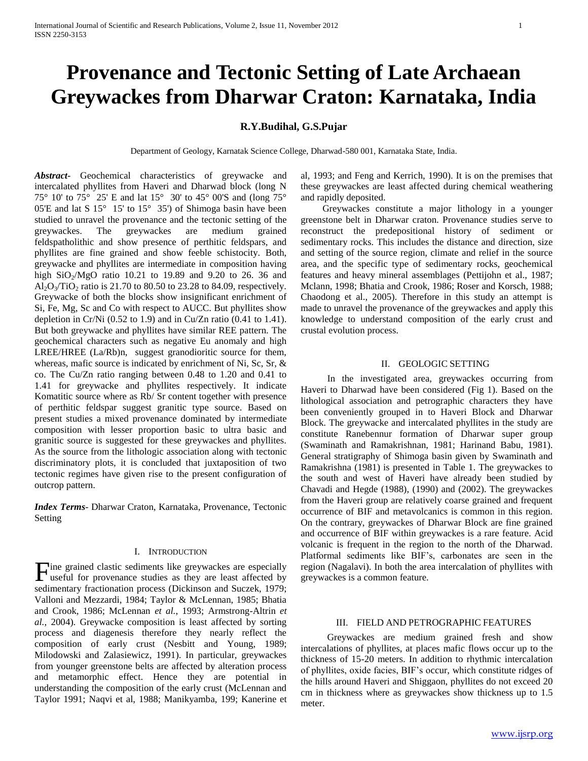# Provenance and Tectonic Setting of Late Archaean Greywackes from Dharwar Craton: Karnataka, India

**R.Y.Budihal, G.S.Pujar**

Department of Geology, Karnatak Science College, Dharwad-580 001, Karnataka State, India.

***Abstract-*** Geochemical characteristics of greywacke and intercalated phyllites from Haveri and Dharwad block (long N 75° 10' to 75° 25' E and lat 15° 30' to 45° 00'S and (long 75° 05'E and lat S 15° 15' to 15° 35') of Shimoga basin have been studied to unravel the provenance and the tectonic setting of the greywackes. The greywackes are medium grained feldspatholithic and show presence of perthitic feldspars, and phyllites are fine grained and show feeble schistocity. Both, greywacke and phyllites are intermediate in composition having high $SiO_2/MgO$ ratio 10.21 to 19.89 and 9.20 to 26. 36 and $Al_2O_3/TiO_2$ ratio is 21.70 to 80.50 to 23.28 to 84.09, respectively. Greywacke of both the blocks show insignificant enrichment of Si, Fe, Mg, Sc and Co with respect to AUCC. But phyllites show depletion in Cr/Ni (0.52 to 1.9) and in Cu/Zn ratio (0.41 to 1.41). But both greywacke and phyllites have similar REE pattern. The geochemical characters such as negative Eu anomaly and high LREE/HREE (La/Rb)n, suggest granodioritic source for them, whereas, mafic source is indicated by enrichment of Ni, Sc, Sr, & co. The Cu/Zn ratio ranging between 0.48 to 1.20 and 0.41 to 1.41 for greywacke and phyllites respectively. It indicate Komatitic source where as Rb/ Sr content together with presence of perthitic feldspar suggest granitic type source. Based on present studies a mixed provenance dominated by intermediate composition with lesser proportion basic to ultra basic and granitic source is suggested for these greywackes and phyllites. As the source from the lithologic association along with tectonic discriminatory plots, it is concluded that juxtaposition of two tectonic regimes have given rise to the present configuration of outcrop pattern.

***Index Terms*-** Dharwar Craton, Karnataka, Provenance, Tectonic Setting

## I. INTRODUCTION

Fine grained clastic sediments like greywackes are especially useful for provenance studies as they are least affected by sedimentary fractionation process (Dickinson and Suczek, 1979; Valloni and Mezzardi, 1984; Taylor & McLennan, 1985; Bhatia and Crook, 1986; McLennan *et al.*, 1993; Armstrong-Altrin *et al.*, 2004). Greywacke composition is least affected by sorting process and diagenesis therefore they nearly reflect the composition of early crust (Nesbitt and Young, 1989; Milodowski and Zalasiewicz, 1991). In particular, greywackes from younger greenstone belts are affected by alteration process and metamorphic effect. Hence they are potential in understanding the composition of the early crust (McLennan and Taylor 1991; Naqvi et al, 1988; Manikyamba, 199; Kanerine et al, 1993; and Feng and Kerrich, 1990). It is on the premises that these greywackes are least affected during chemical weathering and rapidly deposited.

Greywackes constitute a major lithology in a younger greenstone belt in Dharwar craton. Provenance studies serve to reconstruct the predepositional history of sediment or sedimentary rocks. This includes the distance and direction, size and setting of the source region, climate and relief in the source area, and the specific type of sedimentary rocks, geochemical features and heavy mineral assemblages (Pettijohn et al., 1987; Mclann, 1998; Bhatia and Crook, 1986; Roser and Korsch, 1988; Chaodong et al., 2005). Therefore in this study an attempt is made to unravel the provenance of the greywackes and apply this knowledge to understand composition of the early crust and crustal evolution process.

## II. GEOLOGIC SETTING

In the investigated area, greywackes occurring from Haveri to Dharwad have been considered (Fig 1). Based on the lithological association and petrographic characters they have been conveniently grouped in to Haveri Block and Dharwar Block. The greywacke and intercalated phyllites in the study are constitute Ranebennur formation of Dharwar super group (Swaminath and Ramakrishnan, 1981; Harinand Babu, 1981). General stratigraphy of Shimoga basin given by Swaminath and Ramakrishna (1981) is presented in Table 1. The greywackes to the south and west of Haveri have already been studied by Chavadi and Hegde (1988), (1990) and (2002). The greywackes from the Haveri group are relatively coarse grained and frequent occurrence of BIF and metavolcanics is common in this region. On the contrary, greywackes of Dharwar Block are fine grained and occurrence of BIF within greywackes is a rare feature. Acid volcanic is frequent in the region to the north of the Dharwad. Platformal sediments like BIF's, carbonates are seen in the region (Nagalavi). In both the area intercalation of phyllites with greywackes is a common feature.

## III. FIELD AND PETROGRAPHIC FEATURES

Greywackes are medium grained fresh and show intercalations of phyllites, at places mafic flows occur up to the thickness of 15-20 meters. In addition to rhythmic intercalation of phyllites, oxide facies, BIF's occur, which constitute ridges of the hills around Haveri and Shiggaon, phyllites do not exceed 20 cm in thickness where as greywackes show thickness up to 1.5 meter.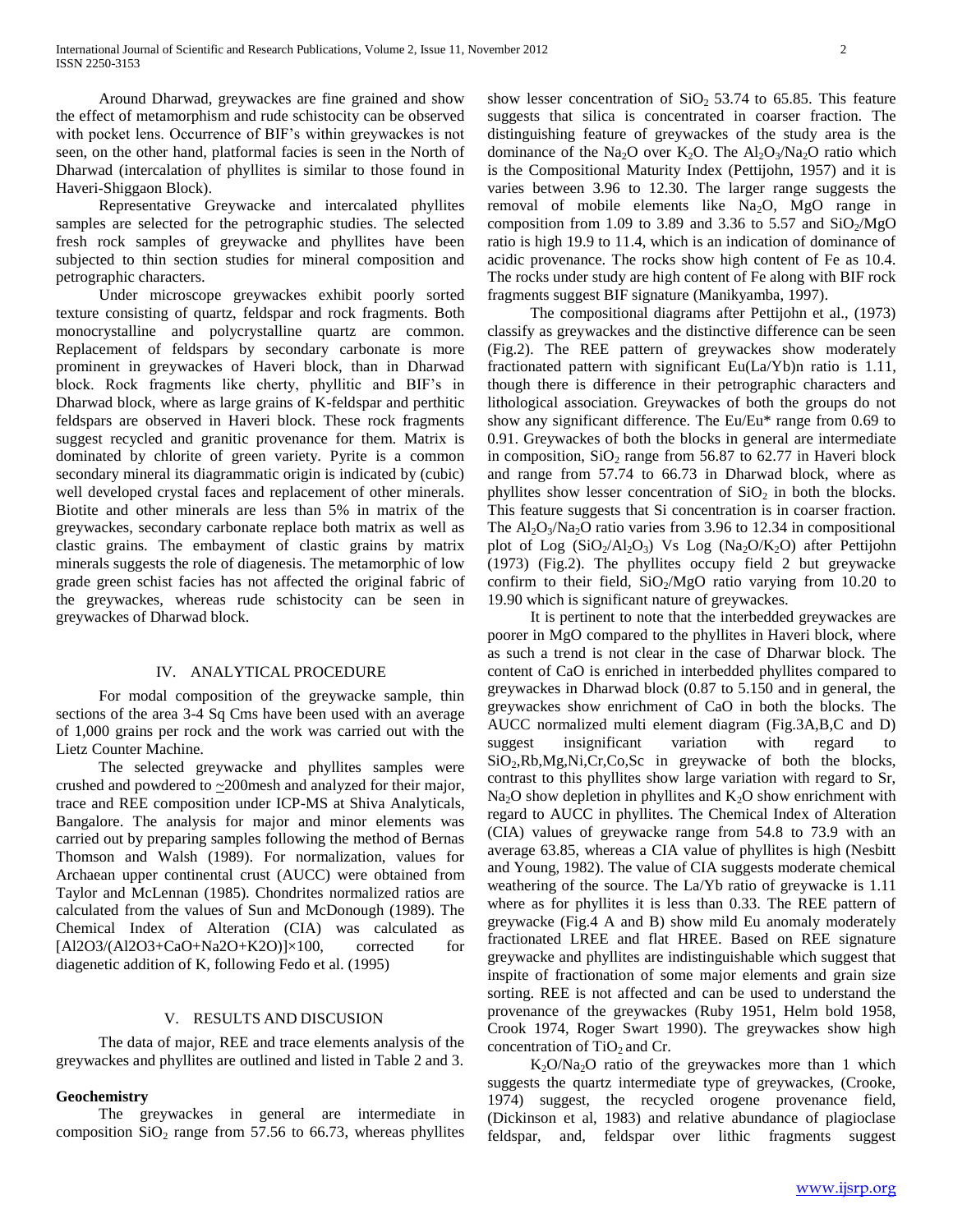Around Dharwad, greywackes are fine grained and show the effect of metamorphism and rude schistocity can be observed with pocket lens. Occurrence of BIF's within greywackes is not seen, on the other hand, platformal facies is seen in the North of Dharwad (intercalation of phyllites is similar to those found in Haveri-Shiggaon Block).

Representative Greywacke and intercalated phyllites samples are selected for the petrographic studies. The selected fresh rock samples of greywacke and phyllites have been subjected to thin section studies for mineral composition and petrographic characters.

Under microscope greywackes exhibit poorly sorted texture consisting of quartz, feldspar and rock fragments. Both monocrystalline and polycrystalline quartz are common. Replacement of feldspars by secondary carbonate is more prominent in greywackes of Haveri block, than in Dharwad block. Rock fragments like cherty, phyllitic and BIF's in Dharwad block, where as large grains of K-feldspar and perthitic feldspars are observed in Haveri block. These rock fragments suggest recycled and granitic provenance for them. Matrix is dominated by chlorite of green variety. Pyrite is a common secondary mineral its diagrammatic origin is indicated by (cubic) well developed crystal faces and replacement of other minerals. Biotite and other minerals are less than 5% in matrix of the greywackes, secondary carbonate replace both matrix as well as clastic grains. The embayment of clastic grains by matrix minerals suggests the role of diagenesis. The metamorphic of low grade green schist facies has not affected the original fabric of the greywackes, whereas rude schistocity can be seen in greywackes of Dharwad block.

## IV. ANALYTICAL PROCEDURE

For modal composition of the greywacke sample, thin sections of the area 3-4 Sq Cms have been used with an average of 1,000 grains per rock and the work was carried out with the Lietz Counter Machine.

The selected greywacke and phyllites samples were crushed and powdered to ~200mesh and analyzed for their major, trace and REE composition under ICP-MS at Shiva Analyticals, Bangalore. The analysis for major and minor elements was carried out by preparing samples following the method of Bernas Thomson and Walsh (1989). For normalization, values for Archaean upper continental crust (AUCC) were obtained from Taylor and McLennan (1985). Chondrites normalized ratios are calculated from the values of Sun and McDonough (1989). The Chemical Index of Alteration (CIA) was calculated as $[Al2O3/(Al2O3+CaO+Na2O+K2O)]\times100$, corrected for diagenetic addition of K, following Fedo et al. (1995)

## V. RESULTS AND DISCUSION

The data of major, REE and trace elements analysis of the greywackes and phyllites are outlined and listed in Table 2 and 3.

**Geochemistry**

The greywackes in general are intermediate in composition $SiO_2$ range from 57.56 to 66.73, whereas phyllites show lesser concentration of $SiO_2$ 53.74 to 65.85. This feature suggests that silica is concentrated in coarser fraction. The distinguishing feature of greywackes of the study area is the dominance of the $Na_2O$ over $K_2O$. The $Al_2O_3/Na_2O$ ratio which is the Compositional Maturity Index (Pettijohn, 1957) and it is varies between 3.96 to 12.30. The larger range suggests the removal of mobile elements like $Na_2O$, MgO range in composition from 1.09 to 3.89 and 3.36 to 5.57 and $SiO_2$/MgO ratio is high 19.9 to 11.4, which is an indication of dominance of acidic provenance. The rocks show high content of Fe as 10.4. The rocks under study are high content of Fe along with BIF rock fragments suggest BIF signature (Manikyamba, 1997).

The compositional diagrams after Pettijohn et al., (1973) classify as greywackes and the distinctive difference can be seen (Fig.2). The REE pattern of greywackes show moderately fractionated pattern with significant Eu(La/Yb)n ratio is 1.11, though there is difference in their petrographic characters and lithological association. Greywackes of both the groups do not show any significant difference. The Eu/Eu* range from 0.69 to 0.91. Greywackes of both the blocks in general are intermediate in composition, $SiO_2$ range from 56.87 to 62.77 in Haveri block and range from 57.74 to 66.73 in Dharwad block, where as phyllites show lesser concentration of $SiO_2$ in both the blocks. This feature suggests that Si concentration is in coarser fraction. The $Al_2O_3/Na_2O$ ratio varies from 3.96 to 12.34 in compositional plot of Log ($SiO_2/Al_2O_3$) Vs Log ($Na_2O/K_2O$) after Pettijohn (1973) (Fig.2). The phyllites occupy field 2 but greywacke confirm to their field, $SiO_2$/MgO ratio varying from 10.20 to 19.90 which is significant nature of greywackes.

It is pertinent to note that the interbedded greywackes are poorer in MgO compared to the phyllites in Haveri block, where as such a trend is not clear in the case of Dharwar block. The content of CaO is enriched in interbedded phyllites compared to greywackes in Dharwad block (0.87 to 5.150 and in general, the greywackes show enrichment of CaO in both the blocks. The AUCC normalized multi element diagram (Fig.3A,B,C and D) suggest insignificant variation with regard to $SiO_2$,Rb,Mg,Ni,Cr,Co,Sc in greywacke of both the blocks, contrast to this phyllites show large variation with regard to Sr, $Na_2O$ show depletion in phyllites and $K_2O$ show enrichment with regard to AUCC in phyllites. The Chemical Index of Alteration (CIA) values of greywacke range from 54.8 to 73.9 with an average 63.85, whereas a CIA value of phyllites is high (Nesbitt and Young, 1982). The value of CIA suggests moderate chemical weathering of the source. The La/Yb ratio of greywacke is 1.11 where as for phyllites it is less than 0.33. The REE pattern of greywacke (Fig.4 A and B) show mild Eu anomaly moderately fractionated LREE and flat HREE. Based on REE signature greywacke and phyllites are indistinguishable which suggest that inspite of fractionation of some major elements and grain size sorting. REE is not affected and can be used to understand the provenance of the greywackes (Ruby 1951, Helm bold 1958, Crook 1974, Roger Swart 1990). The greywackes show high concentration of $TiO_2$ and Cr.

$K_2O/Na_2O$ ratio of the greywackes more than 1 which suggests the quartz intermediate type of greywackes, (Crooke, 1974) suggest, the recycled orogene provenance field, (Dickinson et al, 1983) and relative abundance of plagioclase feldspar, and, feldspar over lithic fragments suggest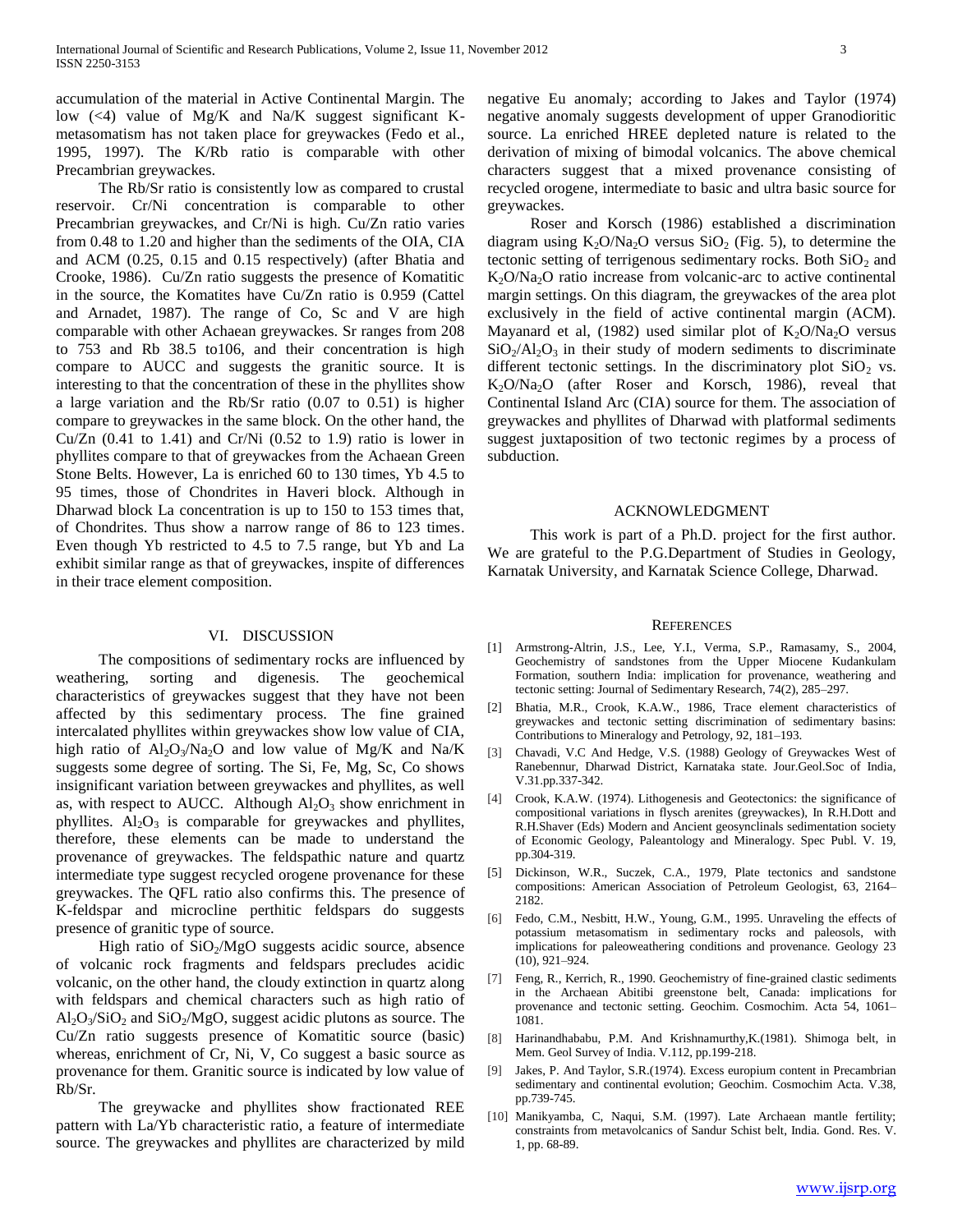accumulation of the material in Active Continental Margin. The low (<4) value of Mg/K and Na/K suggest significant K-metasomatism has not taken place for greywackes (Fedo et al., 1995, 1997). The K/Rb ratio is comparable with other Precambrian greywackes.

The Rb/Sr ratio is consistently low as compared to crustal reservoir. Cr/Ni concentration is comparable to other Precambrian greywackes, and Cr/Ni is high. Cu/Zn ratio varies from 0.48 to 1.20 and higher than the sediments of the OIA, CIA and ACM (0.25, 0.15 and 0.15 respectively) (after Bhatia and Crooke, 1986). Cu/Zn ratio suggests the presence of Komatitic in the source, the Komatites have Cu/Zn ratio is 0.959 (Cattel and Arnadet, 1987). The range of Co, Sc and V are high comparable with other Achaean greywackes. Sr ranges from 208 to 753 and Rb 38.5 to106, and their concentration is high compare to AUCC and suggests the granitic source. It is interesting to that the concentration of these in the phyllites show a large variation and the Rb/Sr ratio (0.07 to 0.51) is higher compare to greywackes in the same block. On the other hand, the Cu/Zn (0.41 to 1.41) and Cr/Ni (0.52 to 1.9) ratio is lower in phyllites compare to that of greywackes from the Achaean Green Stone Belts. However, La is enriched 60 to 130 times, Yb 4.5 to 95 times, those of Chondrites in Haveri block. Although in Dharwad block La concentration is up to 150 to 153 times that, of Chondrites. Thus show a narrow range of 86 to 123 times. Even though Yb restricted to 4.5 to 7.5 range, but Yb and La exhibit similar range as that of greywackes, inspite of differences in their trace element composition.

## VI. Discussion

The compositions of sedimentary rocks are influenced by weathering, sorting and digenesis. The geochemical characteristics of greywackes suggest that they have not been affected by this sedimentary process. The fine grained intercalated phyllites within greywackes show low value of CIA, high ratio of $Al_2O_3/Na_2O$ and low value of Mg/K and Na/K suggests some degree of sorting. The Si, Fe, Mg, Sc, Co shows insignificant variation between greywackes and phyllites, as well as, with respect to AUCC. Although $Al_2O_3$ show enrichment in phyllites. $Al_2O_3$ is comparable for greywackes and phyllites, therefore, these elements can be made to understand the provenance of greywackes. The feldspathic nature and quartz intermediate type suggest recycled orogene provenance for these greywackes. The QFL ratio also confirms this. The presence of K-feldspar and microcline perthitic feldspars do suggests presence of granitic type of source.

High ratio of $SiO_2/MgO$ suggests acidic source, absence of volcanic rock fragments and feldspars precludes acidic volcanic, on the other hand, the cloudy extinction in quartz along with feldspars and chemical characters such as high ratio of $Al_2O_3/SiO_2$ and $SiO_2/MgO$, suggest acidic plutons as source. The Cu/Zn ratio suggests presence of Komatitic source (basic) whereas, enrichment of Cr, Ni, V, Co suggest a basic source as provenance for them. Granitic source is indicated by low value of Rb/Sr.

The greywacke and phyllites show fractionated REE pattern with La/Yb characteristic ratio, a feature of intermediate source. The greywackes and phyllites are characterized by mild negative Eu anomaly; according to Jakes and Taylor (1974) negative anomaly suggests development of upper Granodioritic source. La enriched HREE depleted nature is related to the derivation of mixing of bimodal volcanics. The above chemical characters suggest that a mixed provenance consisting of recycled orogene, intermediate to basic and ultra basic source for greywackes.

Roser and Korsch (1986) established a discrimination diagram using $K_2O/Na_2O$ versus $SiO_2$ (Fig. 5), to determine the tectonic setting of terrigenous sedimentary rocks. Both $SiO_2$ and $K_2O/Na_2O$ ratio increase from volcanic-arc to active continental margin settings. On this diagram, the greywackes of the area plot exclusively in the field of active continental margin (ACM). Mayanard et al, (1982) used similar plot of $K_2O/Na_2O$ versus $SiO_2/Al_2O_3$ in their study of modern sediments to discriminate different tectonic settings. In the discriminatory plot $SiO_2$ vs. $K_2O/Na_2O$ (after Roser and Korsch, 1986), reveal that Continental Island Arc (CIA) source for them. The association of greywackes and phyllites of Dharwad with platformal sediments suggest juxtaposition of two tectonic regimes by a process of subduction.

## Acknowledgment

This work is part of a Ph.D. project for the first author. We are grateful to the P.G.Department of Studies in Geology, Karnatak University, and Karnatak Science College, Dharwad.

## References

[1] Armstrong-Altrin, J.S., Lee, Y.I., Verma, S.P., Ramasamy, S., 2004, Geochemistry of sandstones from the Upper Miocene Kudankulam Formation, southern India: implication for provenance, weathering and tectonic setting: Journal of Sedimentary Research, 74(2), 285–297.

[2] Bhatia, M.R., Crook, K.A.W., 1986, Trace element characteristics of greywackes and tectonic setting discrimination of sedimentary basins: Contributions to Mineralogy and Petrology, 92, 181–193.

[3] Chavadi, V.C And Hedge, V.S. (1988) Geology of Greywackes West of Ranebennur, Dharwad District, Karnataka state. Jour.Geol.Soc of India, V.31.pp.337-342.

[4] Crook, K.A.W. (1974). Lithogenesis and Geotectonics: the significance of compositional variations in flysch arenites (greywackes), In R.H.Dott and R.H.Shaver (Eds) Modern and Ancient geosynclinals sedimentation society of Economic Geology, Paleantology and Mineralogy. Spec Publ. V. 19, pp.304-319.

[5] Dickinson, W.R., Suczek, C.A., 1979, Plate tectonics and sandstone compositions: American Association of Petroleum Geologist, 63, 2164–2182.

[6] Fedo, C.M., Nesbitt, H.W., Young, G.M., 1995. Unraveling the effects of potassium metasomatism in sedimentary rocks and paleosols, with implications for paleoweathering conditions and provenance. Geology 23 (10), 921–924.

[7] Feng, R., Kerrich, R., 1990. Geochemistry of fine-grained clastic sediments in the Archaean Abitibi greenstone belt, Canada: implications for provenance and tectonic setting. Geochim. Cosmochim. Acta 54, 1061–1081.

[8] Harinandhababu, P.M. And Krishnamurthy,K.(1981). Shimoga belt, in Mem. Geol Survey of India. V.112, pp.199-218.

[9] Jakes, P. And Taylor, S.R.(1974). Excess europium content in Precambrian sedimentary and continental evolution; Geochim. Cosmochim Acta. V.38, pp.739-745.

[10] Manikyamba, C, Naqui, S.M. (1997). Late Archaean mantle fertility; constraints from metavolcanics of Sandur Schist belt, India. Gond. Res. V. 1, pp. 68-89.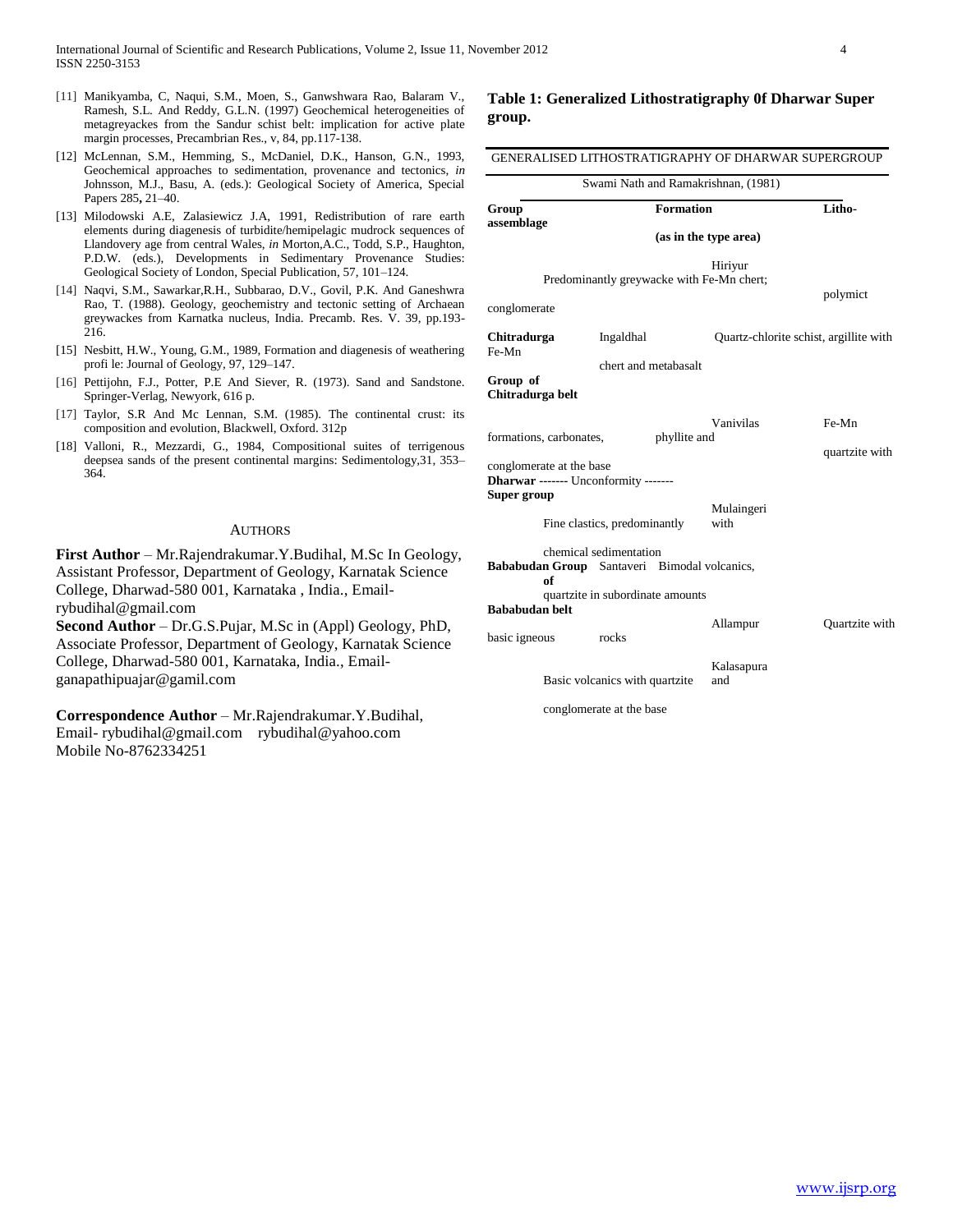[11] Manikyamba, C, Naqui, S.M., Moen, S., Ganwshwara Rao, Balaram V., Ramesh, S.L. And Reddy, G.L.N. (1997) Geochemical heterogeneities of metagreyackes from the Sandur schist belt: implication for active plate margin processes, Precambrian Res., v, 84, pp.117-138.

[12] McLennan, S.M., Hemming, S., McDaniel, D.K., Hanson, G.N., 1993, Geochemical approaches to sedimentation, provenance and tectonics, *in* Johnsson, M.J., Basu, A. (eds.): Geological Society of America, Special Papers 285**,** 21–40.

[13] Milodowski A.E, Zalasiewicz J.A, 1991, Redistribution of rare earth elements during diagenesis of turbidite/hemipelagic mudrock sequences of Llandovery age from central Wales, *in* Morton,A.C., Todd, S.P., Haughton, P.D.W. (eds.), Developments in Sedimentary Provenance Studies: Geological Society of London, Special Publication, 57, 101–124.

[14] Naqvi, S.M., Sawarkar,R.H., Subbarao, D.V., Govil, P.K. And Ganeshwra Rao, T. (1988). Geology, geochemistry and tectonic setting of Archaean greywackes from Karnatka nucleus, India. Precamb. Res. V. 39, pp.193-216.

[15] Nesbitt, H.W., Young, G.M., 1989, Formation and diagenesis of weathering profi le: Journal of Geology, 97, 129–147.

[16] Pettijohn, F.J., Potter, P.E And Siever, R. (1973). Sand and Sandstone. Springer-Verlag, Newyork, 616 p.

[17] Taylor, S.R And Mc Lennan, S.M. (1985). The continental crust: its composition and evolution, Blackwell, Oxford. 312p

[18] Valloni, R., Mezzardi, G., 1984, Compositional suites of terrigenous deepsea sands of the present continental margins: Sedimentology,31, 353–364.

## AUTHORS

**First Author** – Mr.Rajendrakumar.Y.Budihal, M.Sc In Geology, Assistant Professor, Department of Geology, Karnatak Science College, Dharwad-580 001, Karnataka , India., Email-rybudihal@gmail.com

**Second Author** – Dr.G.S.Pujar, M.Sc in (Appl) Geology, PhD, Associate Professor, Department of Geology, Karnatak Science College, Dharwad-580 001, Karnataka, India., Email-ganapathipuajar@gamil.com

**Correspondence Author** – Mr.Rajendrakumar.Y.Budihal, Email- rybudihal@gmail.com rybudihal@yahoo.com Mobile No-8762334251

### Table 1: Generalized Lithostratigraphy 0f Dharwar Super group.

GENERALISED LITHOSTRATIGRAPHY OF DHARWAR SUPERGROUP

Swami Nath and Ramakrishnan, (1981)

| Group assemblage | Formation (as in the type area) | Litho- |
|---|---|---|
| Chitradurga Group of Chitradurga belt | Hiriyur | Predominantly greywacke with Fe-Mn chert; polymict conglomerate |
| | Ingaldhal | Quartz-chlorite schist, argillite with Fe-Mn chert and metabasalt |
| | Vanivilas | Fe-Mn formations, carbonates, phyllite and quartzite with conglomerate at the base |
| Dharwar Super group | ------- Unconformity ------- | |
| Bababudan Group of Bababudan belt | Mulaingeri | Fine clastics, predominantly with chemical sedimentation |
| | Santaveri | Bimodal volcanics, quartzite in subordinate amounts |
| | Allampur | Quartzite with basic igneous rocks |
| | Kalasapura | Basic volcanics with quartzite and conglomerate at the base |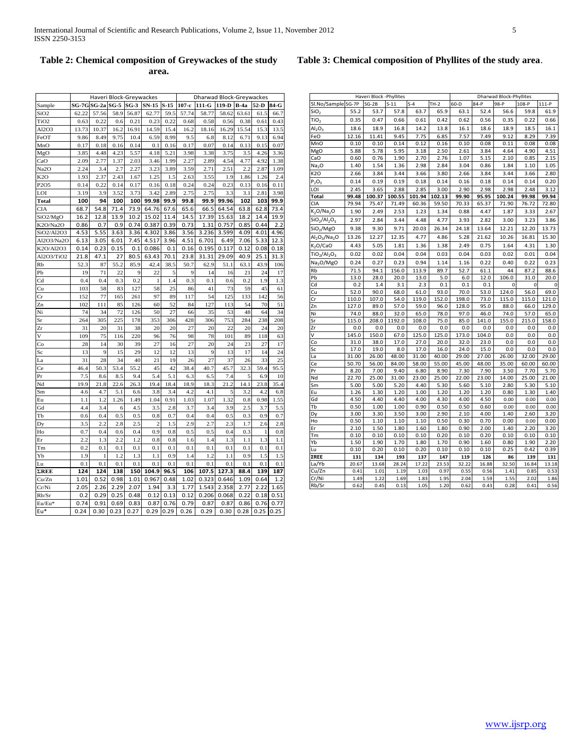**Table 2: Chemical composition of Greywackes of the study area.**

| | Haveri Block-Greywackes | | | | | | Dharwad Block-Greywackes | | | | | |
|---|---|---|---|---|---|---|---|---|---|---|---|---|
| Sample | SG-7G | SG-2a | SG-5 | SG-3 | SN-15 | S-15 | 107-c | 111-G | 119-D | B-4a | 52-D | 84-G |
| SiO2 | 62.22 | 57.56 | 58.9 | 56.87 | 62.77 | 59.5 | 57.74 | 58.77 | 58.62 | 63.61 | 61.5 | 66.7 |
| TiO2 | 0.63 | 0.22 | 0.6 | 0.21 | 0.23 | 0.22 | 0.68 | 0.58 | 0.56 | 0.38 | 0.61 | 0.43 |
| Al2O3 | 13.73 | 10.37 | 16.2 | 16.91 | 14.59 | 15.4 | 16.2 | 18.16 | 16.29 | 15.54 | 15.3 | 13.5 |
| FeOT | 9.86 | 8.49 | 9.75 | 10.4 | 6.59 | 8.99 | 9.5 | 6.8 | 8.12 | 6.71 | 9.13 | 6.94 |
| MnO | 0.17 | 0.18 | 0.16 | 0.14 | 0.1 | 0.16 | 0.17 | 0.07 | 0.14 | 0.13 | 0.15 | 0.07 |
| MgO | 3.85 | 4.48 | 4.23 | 5.57 | 4.18 | 5.21 | 3.98 | 3.38 | 3.75 | 3.5 | 4.26 | 3.36 |
| CaO | 2.09 | 2.77 | 1.37 | 2.03 | 3.46 | 1.99 | 2.27 | 2.89 | 4.54 | 4.77 | 4.92 | 1.38 |
| Na2O | 2.24 | 3.4 | 2.7 | 2.27 | 3.23 | 3.89 | 3.59 | 2.71 | 2.51 | 2.2 | 2.87 | 1.09 |
| K2O | 1.93 | 2.37 | 2.43 | 1.67 | 1.25 | 1.5 | 2.63 | 3.55 | 1.9 | 1.86 | 1.26 | 2.4 |
| P2O5 | 0.14 | 0.22 | 0.14 | 0.17 | 0.16 | 0.18 | 0.24 | 0.24 | 0.23 | 0.13 | 0.16 | 0.11 |
| LOI | 3.19 | 3.9 | 3.52 | 3.73 | 3.42 | 2.89 | 2.75 | 2.75 | 3.3 | 3.1 | 2.81 | 3.98 |
| **Total** | **100** | **94** | **100** | **100** | **99.98** | **99.9** | **99.8** | **99.9** | **99.96** | **102** | **103** | **99.9** |
| CIA | 68.7 | 54.8 | 71.4 | 73.9 | 64.76 | 67.6 | 65.6 | 66.5 | 64.54 | 63.8 | 62.8 | 73.4 |
| SiO2/MgO | 16.2 | 12.8 | 13.9 | 10.2 | 15.02 | 11.4 | 14.5 | 17.39 | 15.63 | 18.2 | 14.4 | 19.9 |
| K2O/Na2O | 0.86 | 0.7 | 0.9 | 0.74 | 0.387 | 0.39 | 0.73 | 1.31 | 0.757 | 0.85 | 0.44 | 2.2 |
| SiO2/Al2O3 | 4.53 | 5.55 | 3.63 | 3.36 | 4.302 | 3.86 | 3.56 | 3.236 | 3.599 | 4.09 | 4.01 | 4.96 |
| Al2O3/Na2O | 6.13 | 3.05 | 6.01 | 7.45 | 4.517 | 3.96 | 4.51 | 6.701 | 6.49 | 7.06 | 5.33 | 12.3 |
| K2O/Al2O3 | 0.14 | 0.23 | 0.15 | 0.1 | 0.086 | 0.1 | 0.16 | 0.195 | 0.117 | 0.12 | 0.08 | 0.18 |
| Al2O3/TiO2 | 21.8 | 47.1 | 27 | 80.5 | 63.43 | 70.1 | 23.8 | 31.31 | 29.09 | 40.9 | 25.1 | 31.3 |
| Rb | 52.3 | 87 | 55.2 | 85.9 | 42.4 | 38.5 | 50.7 | 62.9 | 51.1 | 63.1 | 43.9 | 106 |
| Pb | 19 | 71 | 22 | 9 | 22 | 5 | 9 | 14 | 16 | 21 | 24 | 17 |
| Cd | 0.4 | 0.4 | 0.3 | 0.2 | 1 | 1.4 | 0.3 | 0.1 | 0.6 | 0.2 | 1.9 | 1.3 |
| Cu | 103 | 58 | 83 | 127 | 58 | 25 | 86 | 41 | 73 | 59 | 45 | 61 |
| Cr | 152 | 77 | 165 | 261 | 97 | 89 | 117 | 54 | 125 | 133 | 142 | 56 |
| Zn | 102 | 111 | 85 | 126 | 60 | 52 | 84 | 127 | 113 | 54 | 70 | 51 |
| Ni | 74 | 34 | 72 | 126 | 50 | 27 | 66 | 35 | 53 | 48 | 64 | 34 |
| Sr | 264 | 305 | 225 | 178 | 353 | 306 | 428 | 306 | 753 | 284 | 238 | 208 |
| Zr | 31 | 20 | 31 | 38 | 20 | 20 | 27 | 20 | 22 | 20 | 24 | 20 |
| V | 109 | 75 | 116 | 220 | 96 | 76 | 98 | 78 | 101 | 89 | 118 | 63 |
| Co | 28 | 14 | 30 | 39 | 27 | 16 | 27 | 20 | 24 | 23 | 27 | 17 |
| Sc | 13 | 9 | 15 | 29 | 12 | 12 | 13 | 9 | 13 | 17 | 14 | 24 |
| La | 31 | 28 | 34 | 40 | 21 | 19 | 26 | 27 | 37 | 26 | 33 | 25 |
| Ce | 46.4 | 50.3 | 53.4 | 55.2 | 45 | 42 | 38.4 | 40.7 | 45.7 | 32.3 | 59.4 | 95.5 |
| Pr | 7.5 | 8.6 | 8.5 | 9.4 | 5.4 | 5.1 | 6.3 | 6.5 | 7.4 | 5 | 6.9 | 10 |
| Nd | 19.9 | 21.8 | 22.6 | 26.3 | 19.4 | 18.4 | 18.9 | 18.3 | 21.2 | 14.1 | 23.8 | 35.4 |
| Sm | 4.6 | 4.7 | 5.1 | 6.6 | 3.8 | 3.4 | 4.2 | 4.1 | 5 | 3.2 | 4.2 | 6.8 |
| Eu | 1.1 | 1.2 | 1.26 | 1.49 | 1.04 | 0.91 | 1.03 | 1.07 | 1.32 | 0.8 | 0.98 | 1.55 |
| Gd | 4.4 | 3.4 | 6 | 4.5 | 3.5 | 2.8 | 3.7 | 3.4 | 3.9 | 2.5 | 3.7 | 5.5 |
| Tb | 0.6 | 0.4 | 0.5 | 0.5 | 0.8 | 0.7 | 0.4 | 0.4 | 0.5 | 0.3 | 0.9 | 0.7 |
| Dy | 3.5 | 2.2 | 2.8 | 2.5 | 2 | 1.5 | 2.9 | 2.7 | 2.3 | 1.7 | 2.6 | 2.8 |
| Ho | 0.7 | 0.4 | 0.6 | 0.4 | 0.9 | 0.8 | 0.5 | 0.5 | 0.4 | 0.3 | 1 | 0.8 |
| Er | 2.2 | 1.3 | 2.2 | 1.2 | 0.8 | 0.8 | 1.6 | 1.4 | 1.3 | 1.1 | 1.3 | 1.1 |
| Tm | 0.2 | 0.1 | 0.1 | 0.1 | 0.1 | 0.1 | 0.1 | 0.1 | 0.1 | 0.1 | 0.1 | 0.1 |
| Yb | 1.9 | 1 | 1.2 | 1.3 | 1.1 | 0.9 | 1.4 | 1.2 | 1.1 | 0.9 | 1.5 | 1.5 |
| Lu | 0.1 | 0.1 | 0.1 | 0.1 | 0.1 | 0.1 | 0.1 | 0.1 | 0.1 | 0.1 | 0.1 | 0.1 |
| **ΣREE** | **124** | **124** | **138** | **150** | **104.9** | **96.5** | **106** | **107.5** | **127.3** | **88.4** | **139** | **187** |
| Cu/Zn | 1.01 | 0.52 | 0.98 | 1.01 | 0.967 | 0.48 | 1.02 | 0.323 | 0.646 | 1.09 | 0.64 | 1.2 |
| Cr/Ni | 2.05 | 2.26 | 2.29 | 2.07 | 1.94 | 3.3 | 1.77 | 1.543 | 2.358 | 2.77 | 2.22 | 1.65 |
| Rb/Sr | 0.2 | 0.29 | 0.25 | 0.48 | 0.12 | 0.13 | 0.12 | 0.206 | 0.068 | 0.22 | 0.18 | 0.51 |
| Eu/Eu* | 0.74 | 0.91 | 0.69 | 0.83 | 0.87 | 0.76 | 0.79 | 0.87 | 0.87 | 0.86 | 0.76 | 0.77 |
| Eu* | 0.24 | 0.30 | 0.23 | 0.27 | 0.29 | 0.29 | 0.26 | 0.29 | 0.30 | 0.28 | 0.25 | 0.25 |

**Table 3: Chemical composition of Phyllites of the study area**.

| | Haveri Block -Phyllites | | | | | Dharwad Block-Phyllites | | | | |
|---|---|---|---|---|---|---|---|---|---|---|
| Sl.No/Sample | SG-7P | SG-2B | S-11 | S-4 | TH-2 | 60-D | 84-P | 98-P | 108-P | 111-P |
| $SiO_2$ | 55.2 | 53.7 | 57.8 | 63.7 | 65.9 | 63.1 | 52.4 | 56.6 | 59.8 | 61.9 |
| $TiO_2$ | 0.35 | 0.47 | 0.66 | 0.61 | 0.42 | 0.62 | 0.56 | 0.35 | 0.22 | 0.66 |
| $Al_2O_3$ | 18.6 | 18.9 | 16.8 | 14.2 | 13.8 | 16.1 | 18.6 | 18.9 | 18.5 | 16.1 |
| FeO | 12.16 | 11.41 | 9.45 | 7.75 | 6.85 | 7.57 | 7.49 | 9.12 | 8.29 | 7.39 |
| MnO | 0.10 | 0.10 | 0.14 | 0.12 | 0.16 | 0.10 | 0.08 | 0.11 | 0.08 | 0.08 |
| MgO | 5.88 | 5.78 | 5.95 | 3.18 | 2.50 | 2.61 | 3.84 | 4.64 | 4.90 | 4.51 |
| CaO | 0.60 | 0.76 | 1.90 | 2.70 | 2.76 | 1.07 | 5.15 | 2.10 | 0.85 | 2.15 |
| $Na_2O$ | 1.40 | 1.54 | 1.36 | 2.98 | 2.84 | 3.04 | 0.86 | 1.84 | 1.10 | 1.05 |
| K2O | 2.66 | 3.84 | 3.44 | 3.66 | 3.80 | 2.66 | 3.84 | 3.44 | 3.66 | 2.80 |
| $P_2O_5$ | 0.14 | 0.19 | 0.19 | 0.18 | 0.14 | 0.16 | 0.18 | 0.14 | 0.14 | 0.20 |
| LOI | 2.45 | 3.65 | 2.88 | 2.85 | 3.00 | 2.90 | 2.98 | 2.98 | 2.48 | 3.12 |
| **Total** | **99.48** | **100.37** | **100.55** | **101.94** | **102.13** | **99.90** | **95.95** | **100.24** | **99.98** | **99.94** |
| CIA | 79.94 | 75.47 | 71.49 | 60.36 | 59.50 | 70.33 | 65.37 | 71.90 | 76.72 | 72.80 |
| $K_2O/Na_2O$ | 1.90 | 2.49 | 2.53 | 1.23 | 1.34 | 0.88 | 4.47 | 1.87 | 3.33 | 2.67 |
| $SiO_2/Al_2O_3$ | 2.97 | 2.84 | 3.44 | 4.48 | 4.77 | 3.93 | 2.82 | 3.00 | 3.23 | 3.86 |
| $SiO_2/MgO$ | 9.38 | 9.30 | 9.71 | 20.03 | 26.34 | 24.18 | 13.64 | 12.21 | 12.20 | 13.73 |
| $Al_2O_3/Na_2O$ | 13.26 | 12.27 | 12.35 | 4.77 | 4.86 | 5.28 | 21.62 | 10.26 | 16.81 | 15.30 |
| $K_2O/CaO$ | 4.43 | 5.05 | 1.81 | 1.36 | 1.38 | 2.49 | 0.75 | 1.64 | 4.31 | 1.30 |
| $TiO_2/Al_2O_3$ | 0.02 | 0.02 | 0.04 | 0.04 | 0.03 | 0.04 | 0.03 | 0.02 | 0.01 | 0.04 |
| $Na_2O/MgO$ | 0.24 | 0.27 | 0.23 | 0.94 | 1.14 | 1.16 | 0.22 | 0.40 | 0.22 | 0.23 |
| Rb | 71.5 | 94.1 | 156.0 | 113.9 | 89.7 | 52.7 | 61.1 | 44 | 87.2 | 88.6 |
| Pb | 13.0 | 28.0 | 20.0 | 13.0 | 5.0 | 6.0 | 12.0 | 106.0 | 31.0 | 20.0 |
| Cd | 0.2 | 1.4 | 3.1 | 2.3 | 0.1 | 0.1 | 0.1 | 0 | 0 | 0 |
| Cu | 52.0 | 90.0 | 68.0 | 61.0 | 93.0 | 70.0 | 53.0 | 124.0 | 56.0 | 69.0 |
| Cr | 110.0 | 107.0 | 54.0 | 119.0 | 152.0 | 198.0 | 73.0 | 115.0 | 115.0 | 121.0 |
| Zn | 127.0 | 89.0 | 57.0 | 59.0 | 96.0 | 128.0 | 95.0 | 88.0 | 66.0 | 129.0 |
| Ni | 74.0 | 88.0 | 32.0 | 65.0 | 78.0 | 97.0 | 46.0 | 74.0 | 57.0 | 65.0 |
| Sr | 115.0 | 208.0 | 1192.0 | 108.0 | 75.0 | 85.0 | 141.0 | 155.0 | 215.0 | 158.0 |
| Zr | 0.0 | 0.0 | 0.0 | 0.0 | 0.0 | 0.0 | 0.0 | 0.0 | 0.0 | 0.0 |
| V | 145.0 | 150.0 | 67.0 | 125.0 | 125.0 | 173.0 | 104.0 | 0.0 | 0.0 | 0.0 |
| Co | 31.0 | 38.0 | 17.0 | 27.0 | 20.0 | 32.0 | 23.0 | 0.0 | 0.0 | 0.0 |
| Sc | 17.0 | 19.0 | 8.0 | 17.0 | 16.0 | 24.0 | 15.0 | 0.0 | 0.0 | 0.0 |
| La | 31.00 | 26.00 | 48.00 | 31.00 | 40.00 | 29.00 | 27.00 | 26.00 | 32.00 | 29.00 |
| Ce | 50.70 | 56.00 | 84.00 | 58.00 | 55.00 | 45.00 | 48.00 | 35.00 | 60.00 | 60.00 |
| Pr | 8.20 | 7.00 | 9.40 | 6.80 | 8.90 | 7.30 | 7.90 | 3.50 | 7.70 | 5.70 |
| Nd | 22.70 | 25.00 | 31.00 | 23.00 | 25.00 | 22.00 | 23.00 | 14.00 | 25.00 | 21.00 |
| Sm | 5.00 | 5.00 | 5.20 | 4.40 | 5.30 | 5.60 | 5.10 | 2.80 | 5.30 | 5.10 |
| Eu | 1.26 | 1.30 | 1.20 | 1.00 | 1.20 | 1.20 | 1.20 | 0.80 | 1.30 | 1.40 |
| Gd | 4.50 | 4.40 | 4.40 | 4.00 | 4.30 | 4.00 | 4.50 | 0.00 | 0.00 | 0.00 |
| Tb | 0.50 | 1.00 | 1.00 | 0.90 | 0.50 | 0.50 | 0.60 | 0.00 | 0.00 | 0.00 |
| Dy | 3.00 | 3.30 | 3.50 | 3.00 | 2.90 | 2.10 | 4.00 | 1.40 | 2.60 | 3.20 |
| Ho | 0.50 | 1.10 | 1.10 | 1.10 | 0.50 | 0.30 | 0.70 | 0.00 | 0.00 | 0.00 |
| Er | 2.10 | 1.50 | 1.80 | 1.60 | 1.80 | 0.90 | 2.00 | 1.40 | 2.20 | 3.20 |
| Tm | 0.10 | 0.10 | 0.10 | 0.10 | 0.20 | 0.10 | 0.20 | 0.10 | 0.10 | 0.10 |
| Yb | 1.50 | 1.90 | 1.70 | 1.80 | 1.70 | 0.90 | 1.60 | 0.80 | 1.90 | 2.20 |
| Lu | 0.10 | 0.20 | 0.10 | 0.20 | 0.10 | 0.10 | 0.10 | 0.25 | 0.42 | 0.39 |
| **ΣREE** | **131** | **134** | **193** | **137** | **147** | **119** | **126** | **86** | **139** | **131** |
| La/Yb | 20.67 | 13.68 | 28.24 | 17.22 | 23.53 | 32.22 | 16.88 | 32.50 | 16.84 | 13.18 |
| Cu/Zn | 0.41 | 1.01 | 1.19 | 1.03 | 0.97 | 0.55 | 0.56 | 1.41 | 0.85 | 0.53 |
| Cr/Ni | 1.49 | 1.22 | 1.69 | 1.83 | 1.95 | 2.04 | 1.59 | 1.55 | 2.02 | 1.86 |
| Rb/Sr | 0.62 | 0.45 | 0.13 | 1.05 | 1.20 | 0.62 | 0.43 | 0.28 | 0.41 | 0.56 |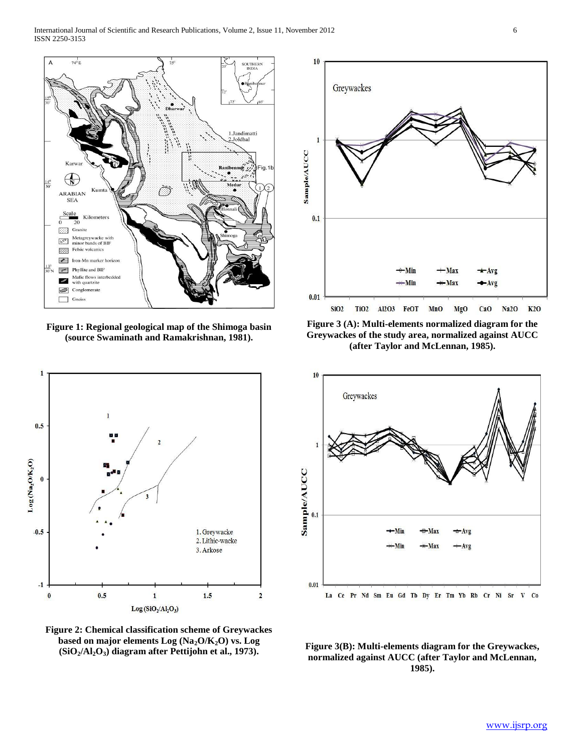**Figure 1: Regional geological map of the Shimoga basin (source Swaminath and Ramakrishnan, 1981).**

**Figure 2: Chemical classification scheme of Greywackes based on major elements Log ($Na_2O/K_2O$) vs. Log ($SiO_2/Al_2O_3$) diagram after Pettijohn et al., 1973).**

**Figure 3 (A): Multi-elements normalized diagram for the Greywackes of the study area, normalized against AUCC (after Taylor and McLennan, 1985).**

**Figure 3(B): Multi-elements diagram for the Greywackes, normalized against AUCC (after Taylor and McLennan, 1985).**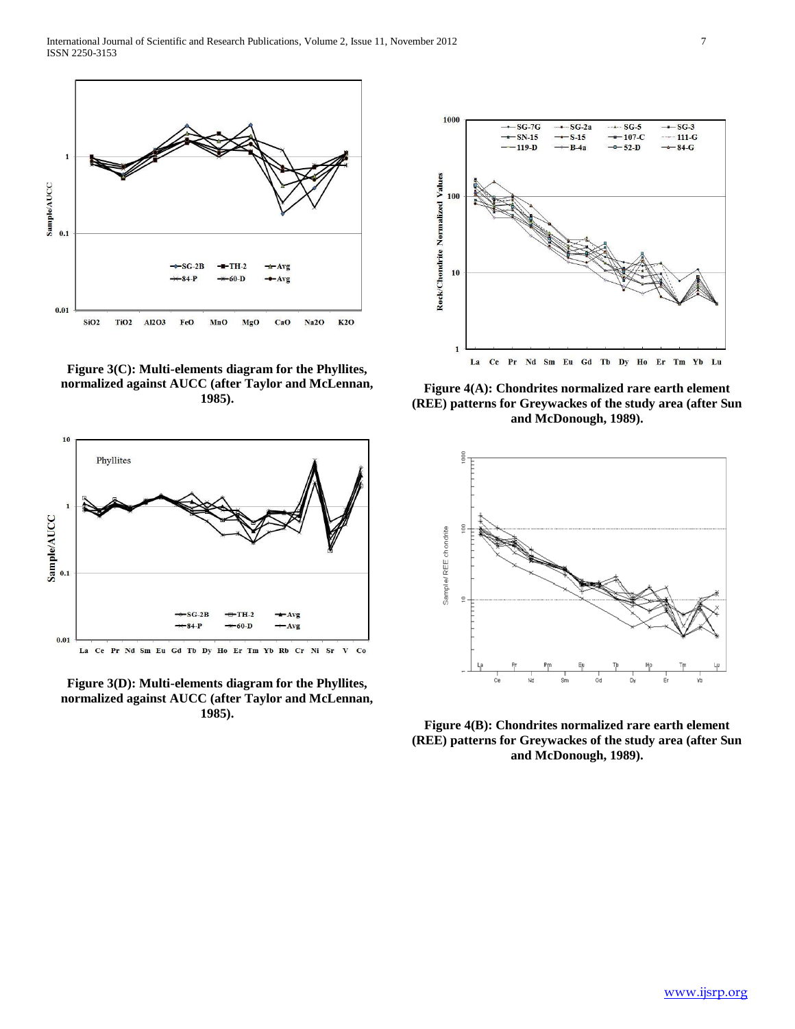**Figure 3(C): Multi-elements diagram for the Phyllites, normalized against AUCC (after Taylor and McLennan, 1985).**

**Figure 3(D): Multi-elements diagram for the Phyllites, normalized against AUCC (after Taylor and McLennan, 1985).**

**Figure 4(A): Chondrites normalized rare earth element (REE) patterns for Greywackes of the study area (after Sun and McDonough, 1989).**

**Figure 4(B): Chondrites normalized rare earth element (REE) patterns for Greywackes of the study area (after Sun and McDonough, 1989).**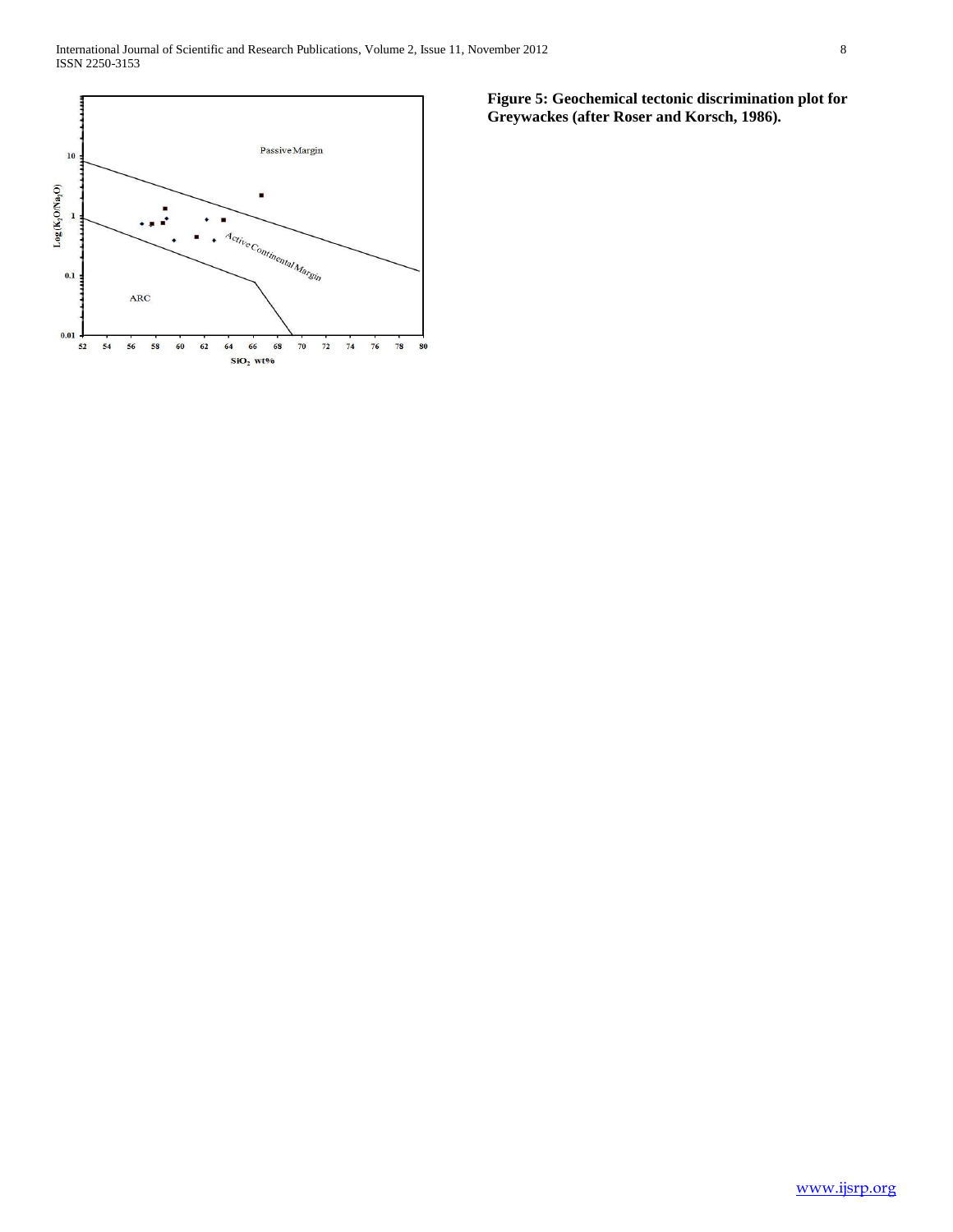Passive Margin

Active Continental Margin

ARC

10

1

0.1

0.01

52 54 56 58 60 62 64 66 68 70 72 74 76 78 80

$Log (K_2O/Na_2O)$

$SiO_2$ wt%

**Figure 5: Geochemical tectonic discrimination plot for Greywackes (after Roser and Korsch, 1986).**